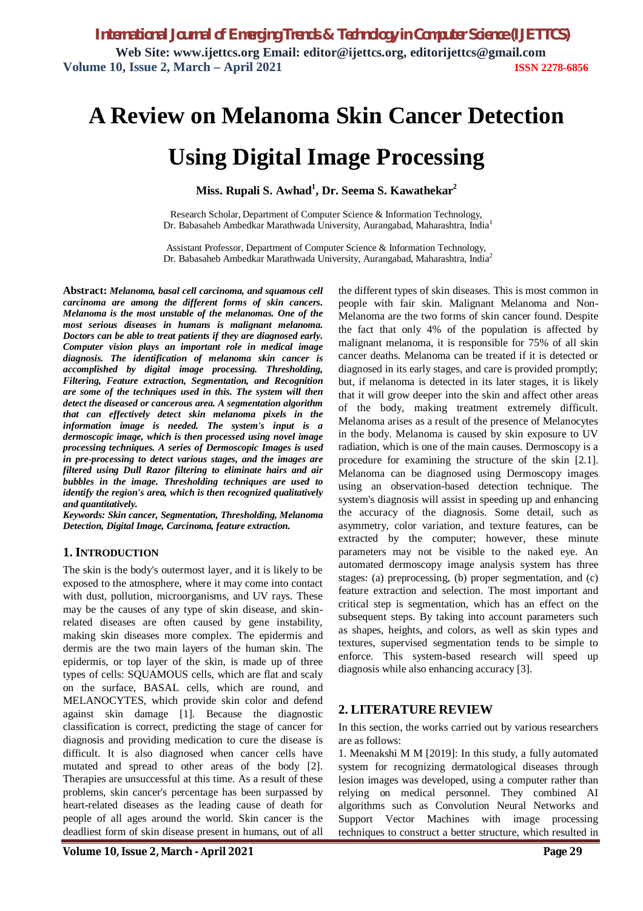# A Review on Melanoma Skin Cancer Detection Using Digital Image Processing

**Miss. Rupali S. Awhad[1], Dr. Seema S. Kawathekar[2]**

Research Scholar, Department of Computer Science & Information Technology, Dr. Babasaheb Ambedkar Marathwada University, Aurangabad, Maharashtra, India[1]

Assistant Professor, Department of Computer Science & Information Technology, Dr. Babasaheb Ambedkar Marathwada University, Aurangabad, Maharashtra, India[2]

**Abstract:** ***Melanoma, basal cell carcinoma, and squamous cell carcinoma are among the different forms of skin cancers. Melanoma is the most unstable of the melanomas. One of the most serious diseases in humans is malignant melanoma. Doctors can be able to treat patients if they are diagnosed early. Computer vision plays an important role in medical image diagnosis. The identification of melanoma skin cancer is accomplished by digital image processing. Thresholding, Filtering, Feature extraction, Segmentation, and Recognition are some of the techniques used in this. The system will then detect the diseased or cancerous area. A segmentation algorithm that can effectively detect skin melanoma pixels in the information image is needed. The system's input is a dermoscopic image, which is then processed using novel image processing techniques. A series of Dermoscopic Images is used in pre-processing to detect various stages, and the images are filtered using Dull Razor filtering to eliminate hairs and air bubbles in the image. Thresholding techniques are used to identify the region's area, which is then recognized qualitatively and quantitatively.***

***Keywords: Skin cancer, Segmentation, Thresholding, Melanoma Detection, Digital Image, Carcinoma, feature extraction.***

## 1. INTRODUCTION

The skin is the body's outermost layer, and it is likely to be exposed to the atmosphere, where it may come into contact with dust, pollution, microorganisms, and UV rays. These may be the causes of any type of skin disease, and skin-related diseases are often caused by gene instability, making skin diseases more complex. The epidermis and dermis are the two main layers of the human skin. The epidermis, or top layer of the skin, is made up of three types of cells: SQUAMOUS cells, which are flat and scaly on the surface, BASAL cells, which are round, and MELANOCYTES, which provide skin color and defend against skin damage [1]. Because the diagnostic classification is correct, predicting the stage of cancer for diagnosis and providing medication to cure the disease is difficult. It is also diagnosed when cancer cells have mutated and spread to other areas of the body [2]. Therapies are unsuccessful at this time. As a result of these problems, skin cancer's percentage has been surpassed by heart-related diseases as the leading cause of death for people of all ages around the world. Skin cancer is the deadliest form of skin disease present in humans, out of all the different types of skin diseases. This is most common in people with fair skin. Malignant Melanoma and Non-Melanoma are the two forms of skin cancer found. Despite the fact that only 4% of the population is affected by malignant melanoma, it is responsible for 75% of all skin cancer deaths. Melanoma can be treated if it is detected or diagnosed in its early stages, and care is provided promptly; but, if melanoma is detected in its later stages, it is likely that it will grow deeper into the skin and affect other areas of the body, making treatment extremely difficult. Melanoma arises as a result of the presence of Melanocytes in the body. Melanoma is caused by skin exposure to UV radiation, which is one of the main causes. Dermoscopy is a procedure for examining the structure of the skin [2.1]. Melanoma can be diagnosed using Dermoscopy images using an observation-based detection technique. The system's diagnosis will assist in speeding up and enhancing the accuracy of the diagnosis. Some detail, such as asymmetry, color variation, and texture features, can be extracted by the computer; however, these minute parameters may not be visible to the naked eye. An automated dermoscopy image analysis system has three stages: (a) preprocessing, (b) proper segmentation, and (c) feature extraction and selection. The most important and critical step is segmentation, which has an effect on the subsequent steps. By taking into account parameters such as shapes, heights, and colors, as well as skin types and textures, supervised segmentation tends to be simple to enforce. This system-based research will speed up diagnosis while also enhancing accuracy [3].

## 2. LITERATURE REVIEW

In this section, the works carried out by various researchers are as follows:

1. Meenakshi M M [2019]: In this study, a fully automated system for recognizing dermatological diseases through lesion images was developed, using a computer rather than relying on medical personnel. They combined AI algorithms such as Convolution Neural Networks and Support Vector Machines with image processing techniques to construct a better structure, which resulted in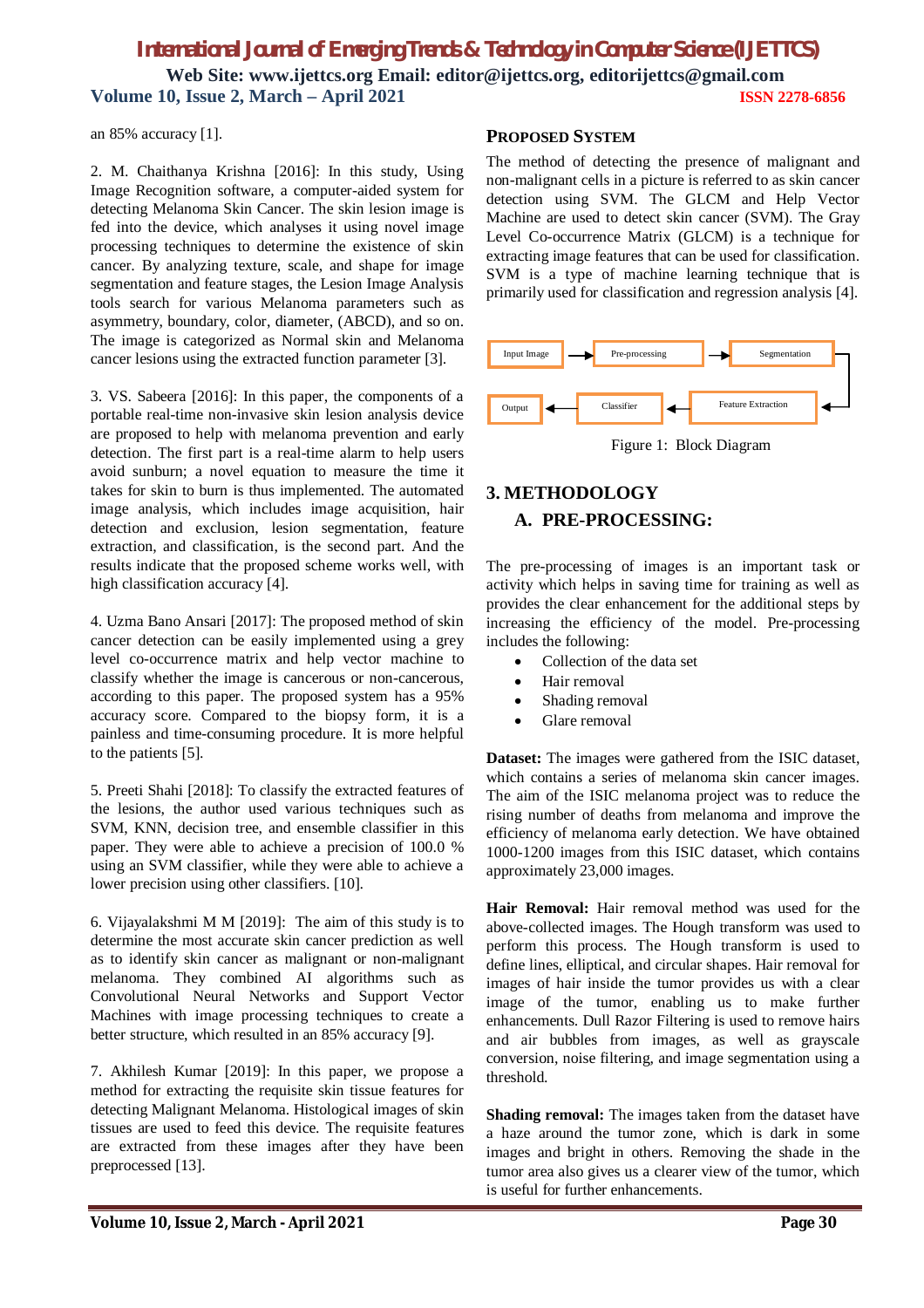an 85% accuracy [1].

2. M. Chaithanya Krishna [2016]: In this study, Using Image Recognition software, a computer-aided system for detecting Melanoma Skin Cancer. The skin lesion image is fed into the device, which analyses it using novel image processing techniques to determine the existence of skin cancer. By analyzing texture, scale, and shape for image segmentation and feature stages, the Lesion Image Analysis tools search for various Melanoma parameters such as asymmetry, boundary, color, diameter, (ABCD), and so on. The image is categorized as Normal skin and Melanoma cancer lesions using the extracted function parameter [3].

3. VS. Sabeera [2016]: In this paper, the components of a portable real-time non-invasive skin lesion analysis device are proposed to help with melanoma prevention and early detection. The first part is a real-time alarm to help users avoid sunburn; a novel equation to measure the time it takes for skin to burn is thus implemented. The automated image analysis, which includes image acquisition, hair detection and exclusion, lesion segmentation, feature extraction, and classification, is the second part. And the results indicate that the proposed scheme works well, with high classification accuracy [4].

4. Uzma Bano Ansari [2017]: The proposed method of skin cancer detection can be easily implemented using a grey level co-occurrence matrix and help vector machine to classify whether the image is cancerous or non-cancerous, according to this paper. The proposed system has a 95% accuracy score. Compared to the biopsy form, it is a painless and time-consuming procedure. It is more helpful to the patients [5].

5. Preeti Shahi [2018]: To classify the extracted features of the lesions, the author used various techniques such as SVM, KNN, decision tree, and ensemble classifier in this paper. They were able to achieve a precision of 100.0 % using an SVM classifier, while they were able to achieve a lower precision using other classifiers. [10].

6. Vijayalakshmi M M [2019]: The aim of this study is to determine the most accurate skin cancer prediction as well as to identify skin cancer as malignant or non-malignant melanoma. They combined AI algorithms such as Convolutional Neural Networks and Support Vector Machines with image processing techniques to create a better structure, which resulted in an 85% accuracy [9].

7. Akhilesh Kumar [2019]: In this paper, we propose a method for extracting the requisite skin tissue features for detecting Malignant Melanoma. Histological images of skin tissues are used to feed this device. The requisite features are extracted from these images after they have been preprocessed [13].

## PROPOSED SYSTEM

The method of detecting the presence of malignant and non-malignant cells in a picture is referred to as skin cancer detection using SVM. The GLCM and Help Vector Machine are used to detect skin cancer (SVM). The Gray Level Co-occurrence Matrix (GLCM) is a technique for extracting image features that can be used for classification. SVM is a type of machine learning technique that is primarily used for classification and regression analysis [4].

Input Image → Pre-processing → Segmentation → Feature Extraction → Classifier → Output

Figure 1: Block Diagram

## 3. METHODOLOGY

### A. PRE-PROCESSING:

The pre-processing of images is an important task or activity which helps in saving time for training as well as provides the clear enhancement for the additional steps by increasing the efficiency of the model. Pre-processing includes the following:

- Collection of the data set
- Hair removal
- Shading removal
- Glare removal

**Dataset:** The images were gathered from the ISIC dataset, which contains a series of melanoma skin cancer images. The aim of the ISIC melanoma project was to reduce the rising number of deaths from melanoma and improve the efficiency of melanoma early detection. We have obtained 1000-1200 images from this ISIC dataset, which contains approximately 23,000 images.

**Hair Removal:** Hair removal method was used for the above-collected images. The Hough transform was used to perform this process. The Hough transform is used to define lines, elliptical, and circular shapes. Hair removal for images of hair inside the tumor provides us with a clear image of the tumor, enabling us to make further enhancements. Dull Razor Filtering is used to remove hairs and air bubbles from images, as well as grayscale conversion, noise filtering, and image segmentation using a threshold.

**Shading removal:** The images taken from the dataset have a haze around the tumor zone, which is dark in some images and bright in others. Removing the shade in the tumor area also gives us a clearer view of the tumor, which is useful for further enhancements.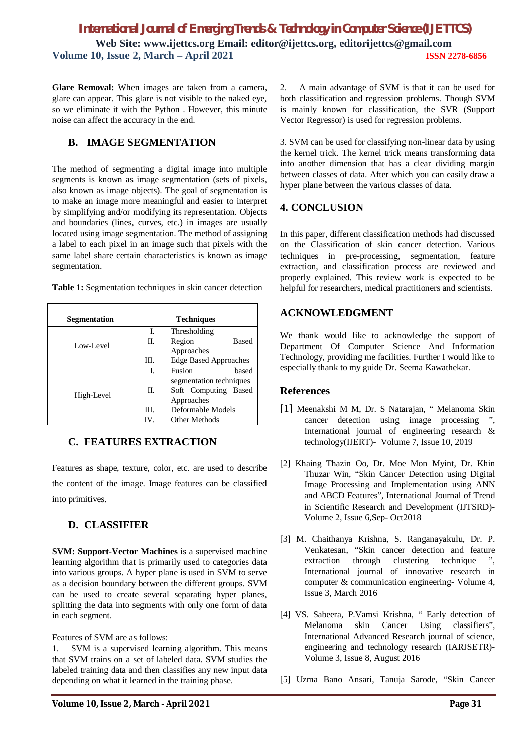**Glare Removal:** When images are taken from a camera, glare can appear. This glare is not visible to the naked eye, so we eliminate it with the Python . However, this minute noise can affect the accuracy in the end.

## B. IMAGE SEGMENTATION

The method of segmenting a digital image into multiple segments is known as image segmentation (sets of pixels, also known as image objects). The goal of segmentation is to make an image more meaningful and easier to interpret by simplifying and/or modifying its representation. Objects and boundaries (lines, curves, etc.) in images are usually located using image segmentation. The method of assigning a label to each pixel in an image such that pixels with the same label share certain characteristics is known as image segmentation.

**Table 1:** Segmentation techniques in skin cancer detection

| Segmentation | | Techniques |
|---|---|---|
| Low-Level | I. | Thresholding |
| | II. | Region Based Approaches |
| | III. | Edge Based Approaches |
| High-Level | I. | Fusion based segmentation techniques |
| | II. | Soft Computing Based Approaches |
| | III. | Deformable Models |
| | IV. | Other Methods |

## C. FEATURES EXTRACTION

Features as shape, texture, color, etc. are used to describe the content of the image. Image features can be classified into primitives.

## D. CLASSIFIER

**SVM: Support-Vector Machines** is a supervised machine learning algorithm that is primarily used to categories data into various groups. A hyper plane is used in SVM to serve as a decision boundary between the different groups. SVM can be used to create several separating hyper planes, splitting the data into segments with only one form of data in each segment.

Features of SVM are as follows:

1. SVM is a supervised learning algorithm. This means that SVM trains on a set of labeled data. SVM studies the labeled training data and then classifies any new input data depending on what it learned in the training phase.

2. A main advantage of SVM is that it can be used for both classification and regression problems. Though SVM is mainly known for classification, the SVR (Support Vector Regressor) is used for regression problems.

3. SVM can be used for classifying non-linear data by using the kernel trick. The kernel trick means transforming data into another dimension that has a clear dividing margin between classes of data. After which you can easily draw a hyper plane between the various classes of data.

# 4. CONCLUSION

In this paper, different classification methods had discussed on the Classification of skin cancer detection. Various techniques in pre-processing, segmentation, feature extraction, and classification process are reviewed and properly explained. This review work is expected to be helpful for researchers, medical practitioners and scientists.

# ACKNOWLEDGMENT

We thank would like to acknowledge the support of Department Of Computer Science And Information Technology, providing me facilities. Further I would like to especially thank to my guide Dr. Seema Kawathekar.

## References

[1] Meenakshi M M, Dr. S Natarajan, " Melanoma Skin cancer detection using image processing ", International journal of engineering research & technology(IJERT)- Volume 7, Issue 10, 2019

[2] Khaing Thazin Oo, Dr. Moe Mon Myint, Dr. Khin Thuzar Win, "Skin Cancer Detection using Digital Image Processing and Implementation using ANN and ABCD Features", International Journal of Trend in Scientific Research and Development (IJTSRD)- Volume 2, Issue 6,Sep- Oct2018

[3] M. Chaithanya Krishna, S. Ranganayakulu, Dr. P. Venkatesan, "Skin cancer detection and feature extraction through clustering technique ", International journal of innovative research in computer & communication engineering- Volume 4, Issue 3, March 2016

[4] VS. Sabeera, P.Vamsi Krishna, " Early detection of Melanoma skin Cancer Using classifiers", International Advanced Research journal of science, engineering and technology research (IARJSETR)- Volume 3, Issue 8, August 2016

[5] Uzma Bano Ansari, Tanuja Sarode, "Skin Cancer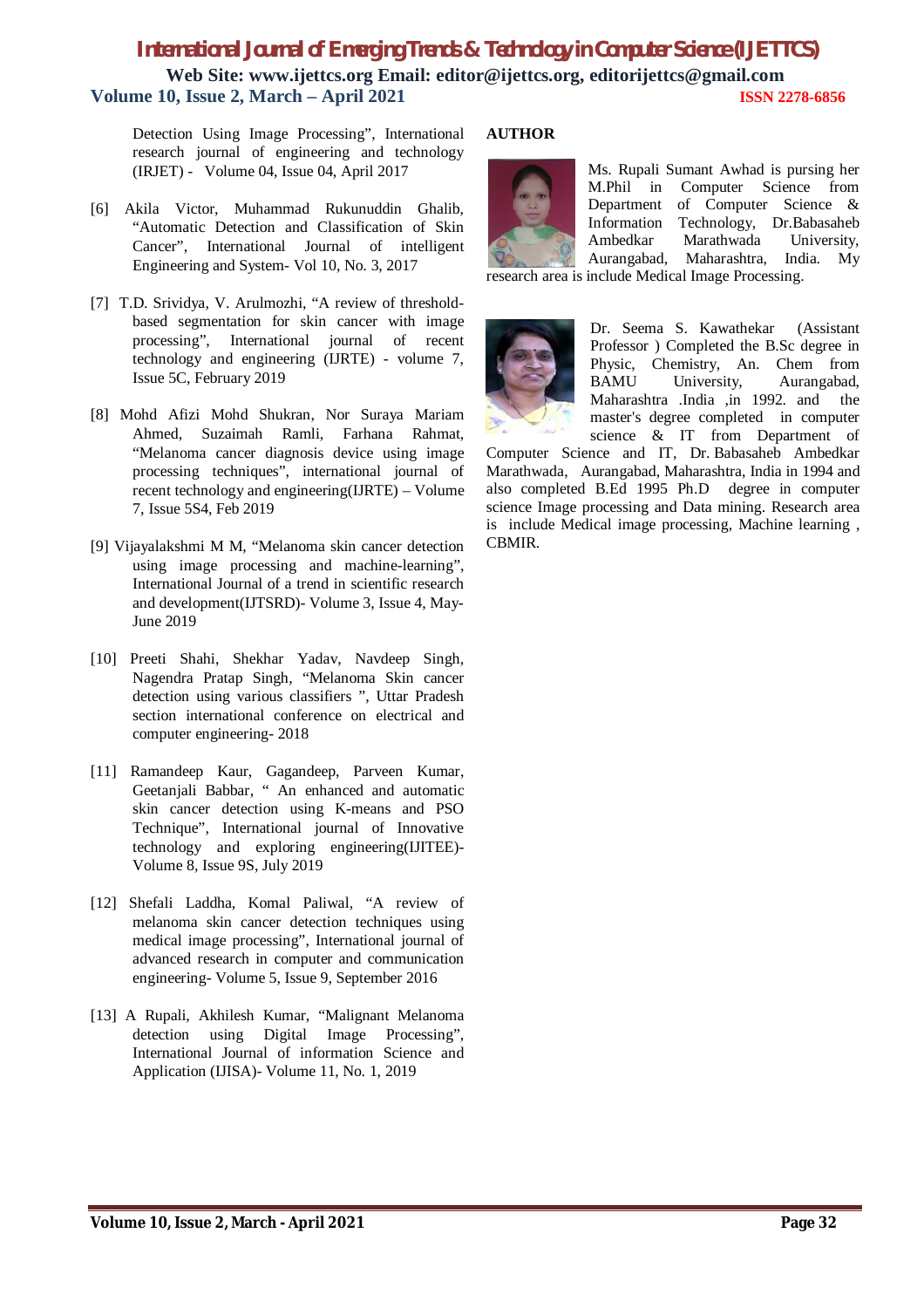Detection Using Image Processing", International research journal of engineering and technology (IRJET) - Volume 04, Issue 04, April 2017

[6] Akila Victor, Muhammad Rukunuddin Ghalib, "Automatic Detection and Classification of Skin Cancer", International Journal of intelligent Engineering and System- Vol 10, No. 3, 2017

[7] T.D. Srividya, V. Arulmozhi, "A review of threshold-based segmentation for skin cancer with image processing", International journal of recent technology and engineering (IJRTE) - volume 7, Issue 5C, February 2019

[8] Mohd Afizi Mohd Shukran, Nor Suraya Mariam Ahmed, Suzaimah Ramli, Farhana Rahmat, "Melanoma cancer diagnosis device using image processing techniques", international journal of recent technology and engineering(IJRTE) – Volume 7, Issue 5S4, Feb 2019

[9] Vijayalakshmi M M, "Melanoma skin cancer detection using image processing and machine-learning", International Journal of a trend in scientific research and development(IJTSRD)- Volume 3, Issue 4, May-June 2019

[10] Preeti Shahi, Shekhar Yadav, Navdeep Singh, Nagendra Pratap Singh, "Melanoma Skin cancer detection using various classifiers ", Uttar Pradesh section international conference on electrical and computer engineering- 2018

[11] Ramandeep Kaur, Gagandeep, Parveen Kumar, Geetanjali Babbar, " An enhanced and automatic skin cancer detection using K-means and PSO Technique", International journal of Innovative technology and exploring engineering(IJITEE)- Volume 8, Issue 9S, July 2019

[12] Shefali Laddha, Komal Paliwal, "A review of melanoma skin cancer detection techniques using medical image processing", International journal of advanced research in computer and communication engineering- Volume 5, Issue 9, September 2016

[13] A Rupali, Akhilesh Kumar, "Malignant Melanoma detection using Digital Image Processing", International Journal of information Science and Application (IJISA)- Volume 11, No. 1, 2019

**AUTHOR**

Ms. Rupali Sumant Awhad is pursing her M.Phil in Computer Science from Department of Computer Science & Information Technology, Dr.Babasaheb Ambedkar Marathwada University, Aurangabad, Maharashtra, India. My research area is include Medical Image Processing.

Dr. Seema S. Kawathekar (Assistant Professor ) Completed the B.Sc degree in Physic, Chemistry, An. Chem from BAMU University, Aurangabad, Maharashtra .India ,in 1992. and the master's degree completed in computer science & IT from Department of Computer Science and IT, Dr. Babasaheb Ambedkar Marathwada, Aurangabad, Maharashtra, India in 1994 and also completed B.Ed 1995 Ph.D degree in computer science Image processing and Data mining. Research area is include Medical image processing, Machine learning , CBMIR.